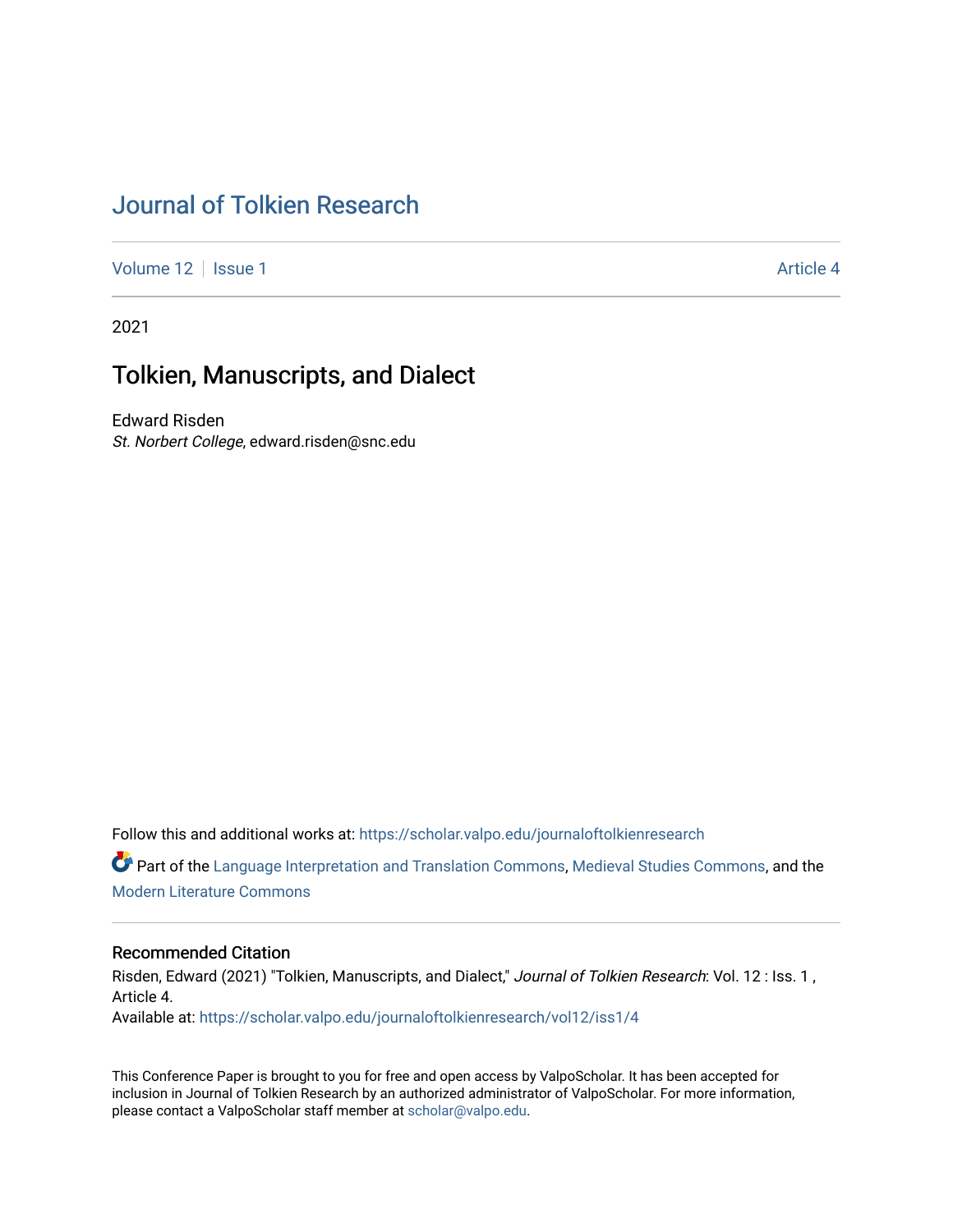# Journal of Tolkien Research

Volume 12 | Issue 1 Article 4

2021

## Tolkien, Manuscripts, and Dialect

Edward Risden
*St. Norbert College*, edward.risden@snc.edu

Follow this and additional works at: https://scholar.valpo.edu/journaloftolkienresearch

Part of the Language Interpretation and Translation Commons, Medieval Studies Commons, and the Modern Literature Commons

### Recommended Citation

Risden, Edward (2021) "Tolkien, Manuscripts, and Dialect," *Journal of Tolkien Research*: Vol. 12 : Iss. 1 , Article 4.
Available at: https://scholar.valpo.edu/journaloftolkienresearch/vol12/iss1/4

This Conference Paper is brought to you for free and open access by ValpoScholar. It has been accepted for inclusion in Journal of Tolkien Research by an authorized administrator of ValpoScholar. For more information, please contact a ValpoScholar staff member at scholar@valpo.edu.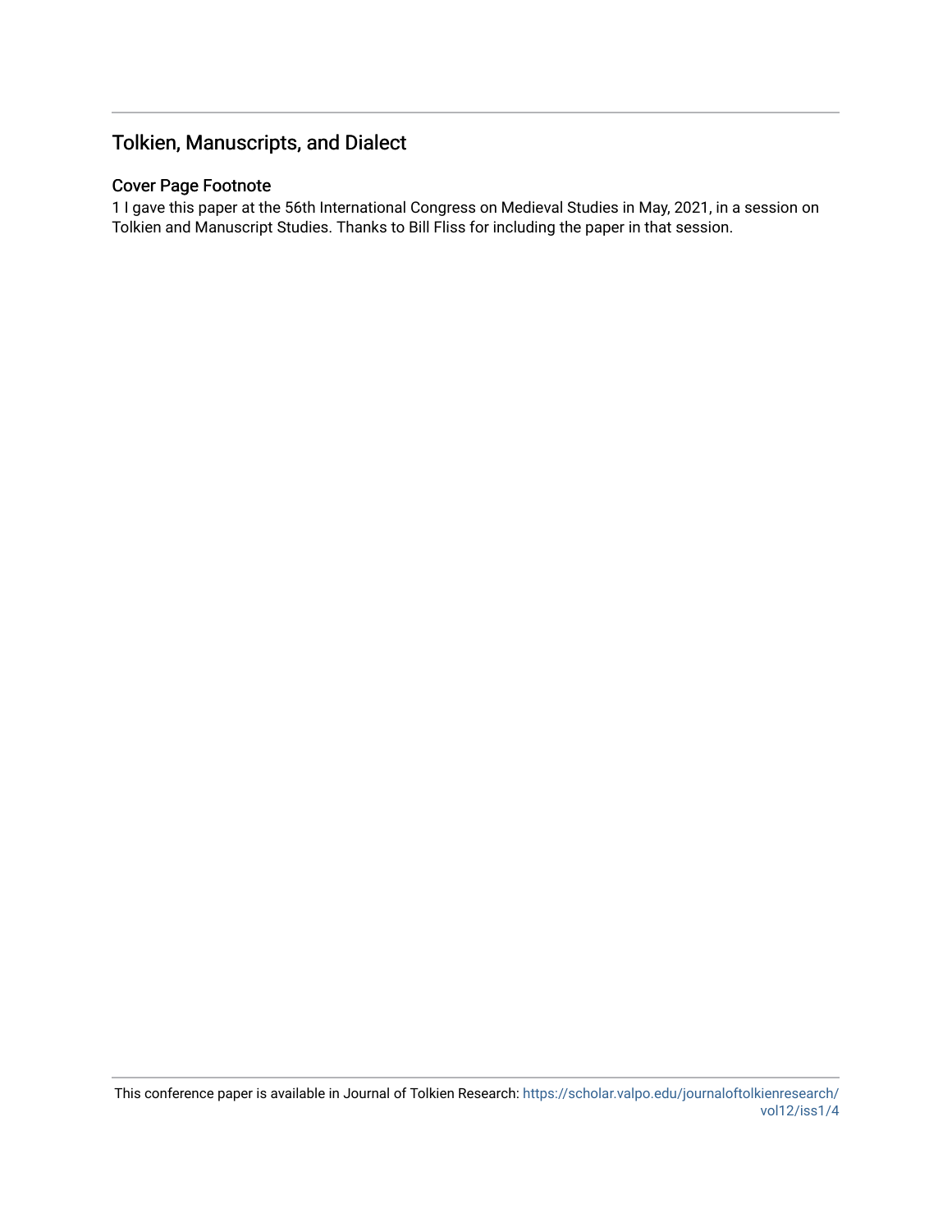## Tolkien, Manuscripts, and Dialect

### Cover Page Footnote

1 I gave this paper at the 56th International Congress on Medieval Studies in May, 2021, in a session on Tolkien and Manuscript Studies. Thanks to Bill Fliss for including the paper in that session.

This conference paper is available in Journal of Tolkien Research: https://scholar.valpo.edu/journaloftolkienresearch/vol12/iss1/4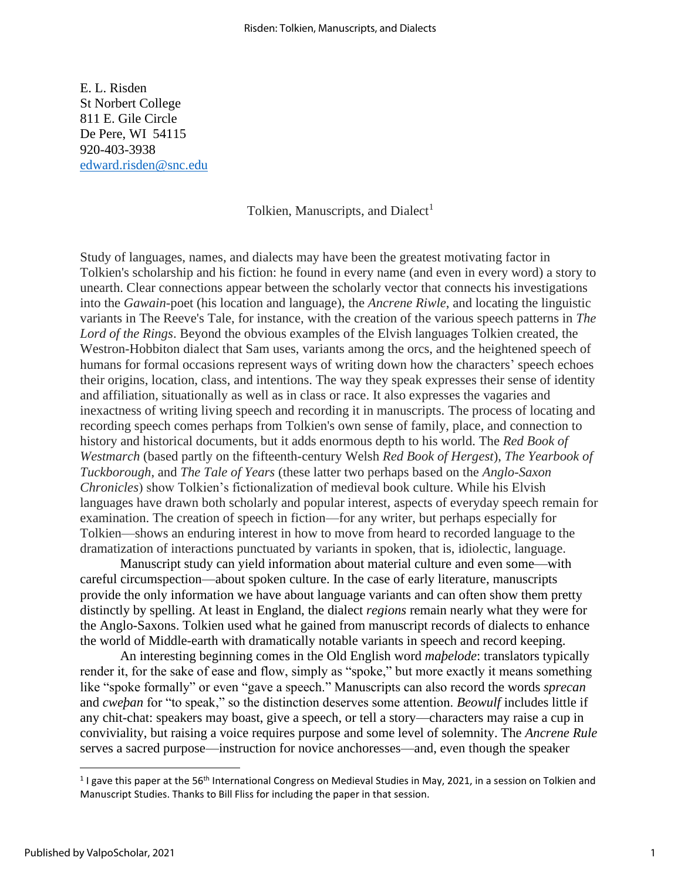E. L. Risden
St Norbert College
811 E. Gile Circle
De Pere, WI 54115
920-403-3938
edward.risden@snc.edu

# Tolkien, Manuscripts, and Dialect[1]

Study of languages, names, and dialects may have been the greatest motivating factor in Tolkien's scholarship and his fiction: he found in every name (and even in every word) a story to unearth. Clear connections appear between the scholarly vector that connects his investigations into the *Gawain*-poet (his location and language), the *Ancrene Riwle*, and locating the linguistic variants in The Reeve's Tale, for instance, with the creation of the various speech patterns in *The Lord of the Rings*. Beyond the obvious examples of the Elvish languages Tolkien created, the Westron-Hobbiton dialect that Sam uses, variants among the orcs, and the heightened speech of humans for formal occasions represent ways of writing down how the characters' speech echoes their origins, location, class, and intentions. The way they speak expresses their sense of identity and affiliation, situationally as well as in class or race. It also expresses the vagaries and inexactness of writing living speech and recording it in manuscripts. The process of locating and recording speech comes perhaps from Tolkien's own sense of family, place, and connection to history and historical documents, but it adds enormous depth to his world. The *Red Book of Westmarch* (based partly on the fifteenth-century Welsh *Red Book of Hergest*), *The Yearbook of Tuckborough*, and *The Tale of Years* (these latter two perhaps based on the *Anglo-Saxon Chronicles*) show Tolkien's fictionalization of medieval book culture. While his Elvish languages have drawn both scholarly and popular interest, aspects of everyday speech remain for examination. The creation of speech in fiction—for any writer, but perhaps especially for Tolkien—shows an enduring interest in how to move from heard to recorded language to the dramatization of interactions punctuated by variants in spoken, that is, idiolectic, language.

Manuscript study can yield information about material culture and even some—with careful circumspection—about spoken culture. In the case of early literature, manuscripts provide the only information we have about language variants and can often show them pretty distinctly by spelling. At least in England, the dialect *regions* remain nearly what they were for the Anglo-Saxons. Tolkien used what he gained from manuscript records of dialects to enhance the world of Middle-earth with dramatically notable variants in speech and record keeping.

An interesting beginning comes in the Old English word *maþelode*: translators typically render it, for the sake of ease and flow, simply as "spoke," but more exactly it means something like "spoke formally" or even "gave a speech." Manuscripts can also record the words *sprecan* and *cweþan* for "to speak," so the distinction deserves some attention. *Beowulf* includes little if any chit-chat: speakers may boast, give a speech, or tell a story—characters may raise a cup in conviviality, but raising a voice requires purpose and some level of solemnity. The *Ancrene Rule* serves a sacred purpose—instruction for novice anchoresses—and, even though the speaker

[1] I gave this paper at the 56th International Congress on Medieval Studies in May, 2021, in a session on Tolkien and Manuscript Studies. Thanks to Bill Fliss for including the paper in that session.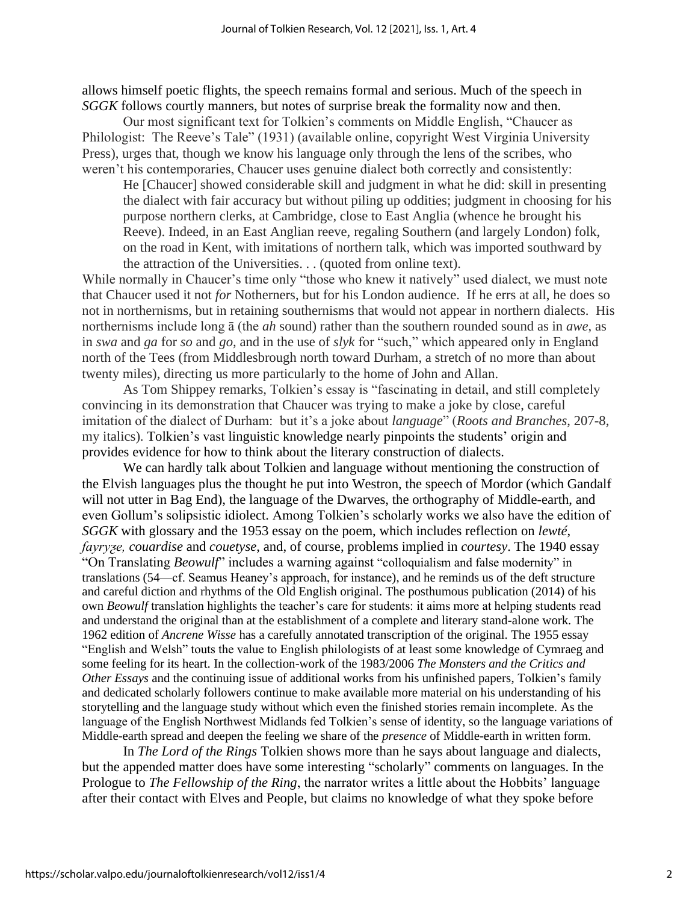allows himself poetic flights, the speech remains formal and serious. Much of the speech in *SGGK* follows courtly manners, but notes of surprise break the formality now and then.

Our most significant text for Tolkien's comments on Middle English, "Chaucer as Philologist: The Reeve's Tale" (1931) (available online, copyright West Virginia University Press), urges that, though we know his language only through the lens of the scribes, who weren't his contemporaries, Chaucer uses genuine dialect both correctly and consistently:

> He [Chaucer] showed considerable skill and judgment in what he did: skill in presenting the dialect with fair accuracy but without piling up oddities; judgment in choosing for his purpose northern clerks, at Cambridge, close to East Anglia (whence he brought his Reeve). Indeed, in an East Anglian reeve, regaling Southern (and largely London) folk, on the road in Kent, with imitations of northern talk, which was imported southward by the attraction of the Universities. . . (quoted from online text).

While normally in Chaucer's time only "those who knew it natively" used dialect, we must note that Chaucer used it not *for* Notherners, but for his London audience. If he errs at all, he does so not in northernisms, but in retaining southernisms that would not appear in northern dialects. His northernisms include long ā (the *ah* sound) rather than the southern rounded sound as in *awe*, as in *swa* and *ga* for *so* and *go*, and in the use of *slyk* for "such," which appeared only in England north of the Tees (from Middlesbrough north toward Durham, a stretch of no more than about twenty miles), directing us more particularly to the home of John and Allan.

As Tom Shippey remarks, Tolkien's essay is "fascinating in detail, and still completely convincing in its demonstration that Chaucer was trying to make a joke by close, careful imitation of the dialect of Durham: but it's a joke about *language*" (*Roots and Branches*, 207-8, my italics). Tolkien's vast linguistic knowledge nearly pinpoints the students' origin and provides evidence for how to think about the literary construction of dialects.

We can hardly talk about Tolkien and language without mentioning the construction of the Elvish languages plus the thought he put into Westron, the speech of Mordor (which Gandalf will not utter in Bag End), the language of the Dwarves, the orthography of Middle-earth, and even Gollum's solipsistic idiolect. Among Tolkien's scholarly works we also have the edition of *SGGK* with glossary and the 1953 essay on the poem, which includes reflection on *lewté*, *fayryȝe, couardise* and *couetyse*, and, of course, problems implied in *courtesy*. The 1940 essay "On Translating *Beowulf*" includes a warning against "colloquialism and false modernity" in translations (54—cf. Seamus Heaney's approach, for instance), and he reminds us of the deft structure and careful diction and rhythms of the Old English original. The posthumous publication (2014) of his own *Beowulf* translation highlights the teacher's care for students: it aims more at helping students read and understand the original than at the establishment of a complete and literary stand-alone work. The 1962 edition of *Ancrene Wisse* has a carefully annotated transcription of the original. The 1955 essay "English and Welsh" touts the value to English philologists of at least some knowledge of Cymraeg and some feeling for its heart. In the collection-work of the 1983/2006 *The Monsters and the Critics and Other Essays* and the continuing issue of additional works from his unfinished papers, Tolkien's family and dedicated scholarly followers continue to make available more material on his understanding of his storytelling and the language study without which even the finished stories remain incomplete. As the language of the English Northwest Midlands fed Tolkien's sense of identity, so the language variations of Middle-earth spread and deepen the feeling we share of the *presence* of Middle-earth in written form.

In *The Lord of the Rings* Tolkien shows more than he says about language and dialects, but the appended matter does have some interesting "scholarly" comments on languages. In the Prologue to *The Fellowship of the Ring*, the narrator writes a little about the Hobbits' language after their contact with Elves and People, but claims no knowledge of what they spoke before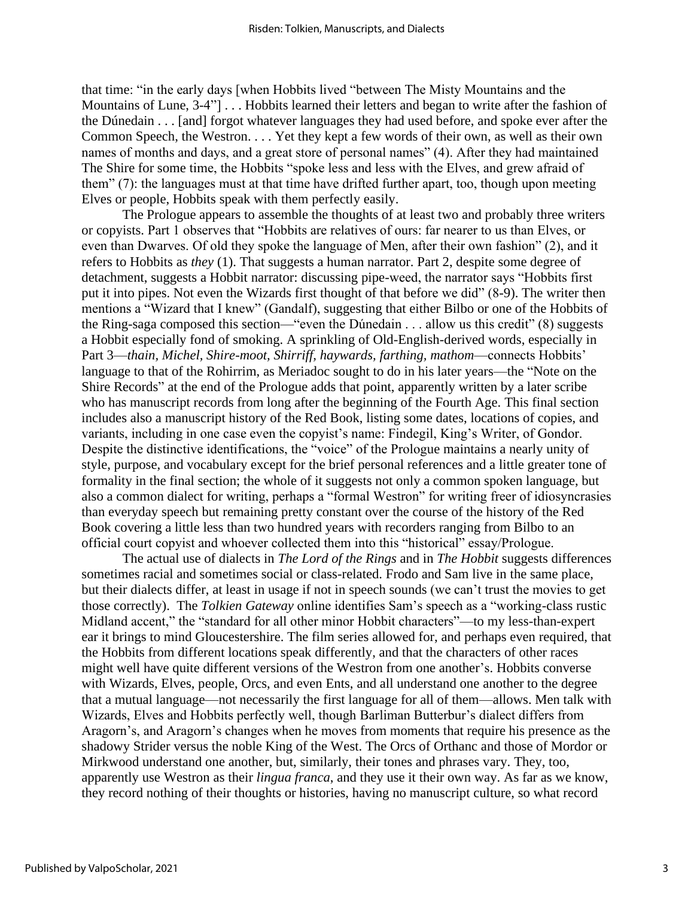that time: "in the early days [when Hobbits lived "between The Misty Mountains and the Mountains of Lune, 3-4"] . . . Hobbits learned their letters and began to write after the fashion of the Dúnedain . . . [and] forgot whatever languages they had used before, and spoke ever after the Common Speech, the Westron. . . . Yet they kept a few words of their own, as well as their own names of months and days, and a great store of personal names" (4). After they had maintained The Shire for some time, the Hobbits "spoke less and less with the Elves, and grew afraid of them" (7): the languages must at that time have drifted further apart, too, though upon meeting Elves or people, Hobbits speak with them perfectly easily.

The Prologue appears to assemble the thoughts of at least two and probably three writers or copyists. Part 1 observes that "Hobbits are relatives of ours: far nearer to us than Elves, or even than Dwarves. Of old they spoke the language of Men, after their own fashion" (2), and it refers to Hobbits as *they* (1). That suggests a human narrator. Part 2, despite some degree of detachment, suggests a Hobbit narrator: discussing pipe-weed, the narrator says "Hobbits first put it into pipes. Not even the Wizards first thought of that before we did" (8-9). The writer then mentions a "Wizard that I knew" (Gandalf), suggesting that either Bilbo or one of the Hobbits of the Ring-saga composed this section—"even the Dúnedain . . . allow us this credit" (8) suggests a Hobbit especially fond of smoking. A sprinkling of Old-English-derived words, especially in Part 3—*thain, Michel, Shire-moot, Shirriff, haywards, farthing, mathom*—connects Hobbits' language to that of the Rohirrim, as Meriadoc sought to do in his later years—the "Note on the Shire Records" at the end of the Prologue adds that point, apparently written by a later scribe who has manuscript records from long after the beginning of the Fourth Age. This final section includes also a manuscript history of the Red Book, listing some dates, locations of copies, and variants, including in one case even the copyist's name: Findegil, King's Writer, of Gondor. Despite the distinctive identifications, the "voice" of the Prologue maintains a nearly unity of style, purpose, and vocabulary except for the brief personal references and a little greater tone of formality in the final section; the whole of it suggests not only a common spoken language, but also a common dialect for writing, perhaps a "formal Westron" for writing freer of idiosyncrasies than everyday speech but remaining pretty constant over the course of the history of the Red Book covering a little less than two hundred years with recorders ranging from Bilbo to an official court copyist and whoever collected them into this "historical" essay/Prologue.

The actual use of dialects in *The Lord of the Rings* and in *The Hobbit* suggests differences sometimes racial and sometimes social or class-related. Frodo and Sam live in the same place, but their dialects differ, at least in usage if not in speech sounds (we can't trust the movies to get those correctly). The *Tolkien Gateway* online identifies Sam's speech as a "working-class rustic Midland accent," the "standard for all other minor Hobbit characters"—to my less-than-expert ear it brings to mind Gloucestershire. The film series allowed for, and perhaps even required, that the Hobbits from different locations speak differently, and that the characters of other races might well have quite different versions of the Westron from one another's. Hobbits converse with Wizards, Elves, people, Orcs, and even Ents, and all understand one another to the degree that a mutual language—not necessarily the first language for all of them—allows. Men talk with Wizards, Elves and Hobbits perfectly well, though Barliman Butterbur's dialect differs from Aragorn's, and Aragorn's changes when he moves from moments that require his presence as the shadowy Strider versus the noble King of the West. The Orcs of Orthanc and those of Mordor or Mirkwood understand one another, but, similarly, their tones and phrases vary. They, too, apparently use Westron as their *lingua franca*, and they use it their own way. As far as we know, they record nothing of their thoughts or histories, having no manuscript culture, so what record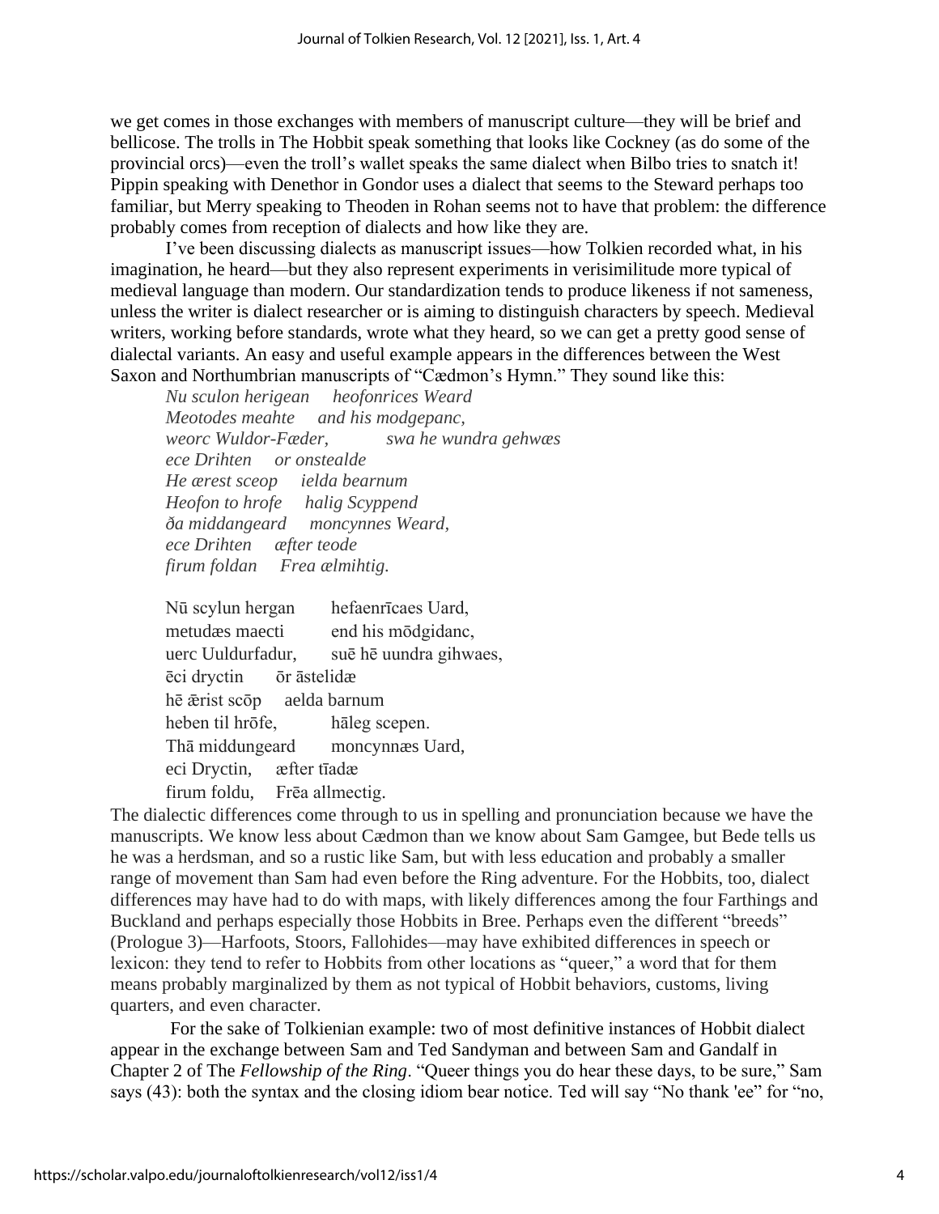we get comes in those exchanges with members of manuscript culture—they will be brief and bellicose. The trolls in The Hobbit speak something that looks like Cockney (as do some of the provincial orcs)—even the troll's wallet speaks the same dialect when Bilbo tries to snatch it! Pippin speaking with Denethor in Gondor uses a dialect that seems to the Steward perhaps too familiar, but Merry speaking to Theoden in Rohan seems not to have that problem: the difference probably comes from reception of dialects and how like they are.

I've been discussing dialects as manuscript issues—how Tolkien recorded what, in his imagination, he heard—but they also represent experiments in verisimilitude more typical of medieval language than modern. Our standardization tends to produce likeness if not sameness, unless the writer is dialect researcher or is aiming to distinguish characters by speech. Medieval writers, working before standards, wrote what they heard, so we can get a pretty good sense of dialectal variants. An easy and useful example appears in the differences between the West Saxon and Northumbrian manuscripts of "Cædmon's Hymn." They sound like this:

*Nu sculon herigean heofonrices Weard*  
*Meotodes meahte and his modgepanc,*  
*weorc Wuldor-Fæder, swa he wundra gehwæs*  
*ece Drihten or onstealde*  
*He ærest sceop ielda bearnum*  
*Heofon to hrofe halig Scyppend*  
*ða middangeard moncynnes Weard,*  
*ece Drihten æfter teode*  
*firum foldan Frea ælmihtig.*

Nū scylun hergan hefaenrīcaes Uard,  
metudæs maecti end his mōdgidanc,  
uerc Uuldurfadur, suē hē uundra gihwaes,  
ēci dryctin ōr āstelidæ  
hē ǣrist scōp aelda barnum  
heben til hrōfe, hāleg scepen.  
Thā middungeard moncynnæs Uard,  
eci Dryctin, æfter tīadæ  
firum foldu, Frēa allmectig.

The dialectic differences come through to us in spelling and pronunciation because we have the manuscripts. We know less about Cædmon than we know about Sam Gamgee, but Bede tells us he was a herdsman, and so a rustic like Sam, but with less education and probably a smaller range of movement than Sam had even before the Ring adventure. For the Hobbits, too, dialect differences may have had to do with maps, with likely differences among the four Farthings and Buckland and perhaps especially those Hobbits in Bree. Perhaps even the different "breeds" (Prologue 3)—Harfoots, Stoors, Fallohides—may have exhibited differences in speech or lexicon: they tend to refer to Hobbits from other locations as "queer," a word that for them means probably marginalized by them as not typical of Hobbit behaviors, customs, living quarters, and even character.

For the sake of Tolkienian example: two of most definitive instances of Hobbit dialect appear in the exchange between Sam and Ted Sandyman and between Sam and Gandalf in Chapter 2 of The *Fellowship of the Ring*. "Queer things you do hear these days, to be sure," Sam says (43): both the syntax and the closing idiom bear notice. Ted will say "No thank 'ee" for "no,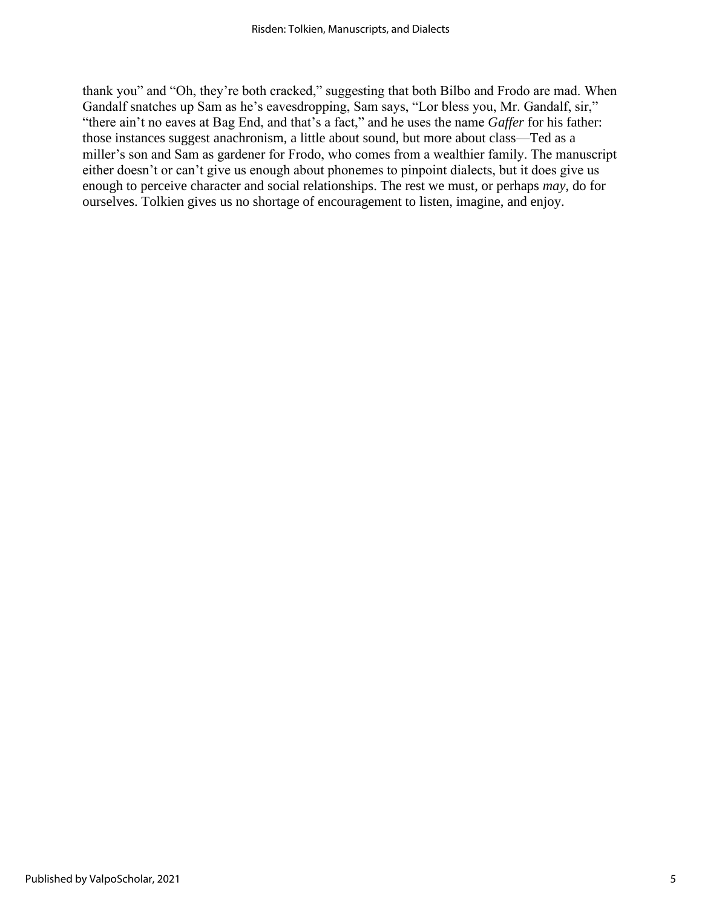thank you" and "Oh, they're both cracked," suggesting that both Bilbo and Frodo are mad. When Gandalf snatches up Sam as he's eavesdropping, Sam says, "Lor bless you, Mr. Gandalf, sir," "there ain't no eaves at Bag End, and that's a fact," and he uses the name *Gaffer* for his father: those instances suggest anachronism, a little about sound, but more about class—Ted as a miller's son and Sam as gardener for Frodo, who comes from a wealthier family. The manuscript either doesn't or can't give us enough about phonemes to pinpoint dialects, but it does give us enough to perceive character and social relationships. The rest we must, or perhaps *may*, do for ourselves. Tolkien gives us no shortage of encouragement to listen, imagine, and enjoy.